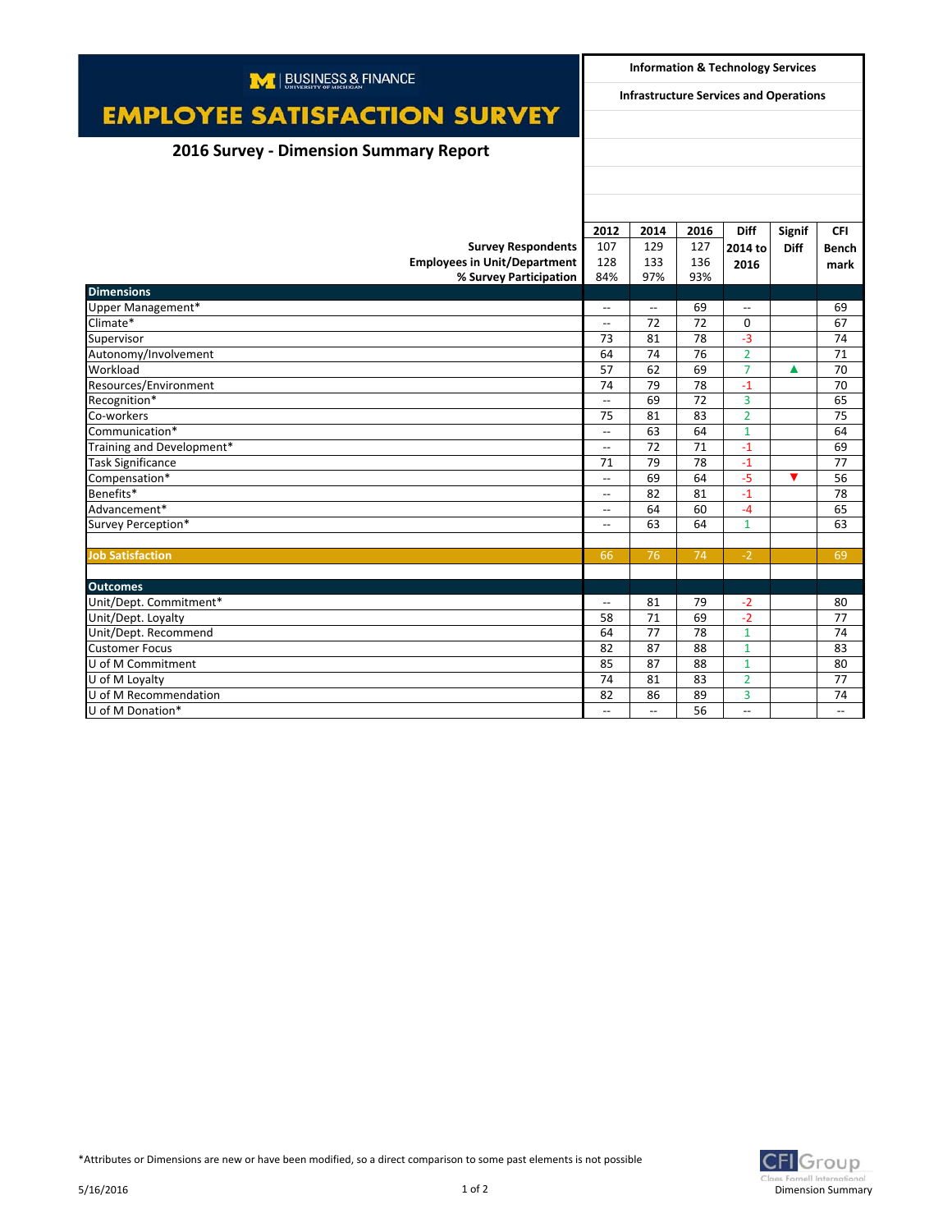BUSINESS & FINANCE
UNIVERSITY OF MICHIGAN

# EMPLOYEE SATISFACTION SURVEY

## 2016 Survey - Dimension Summary Report

**Information & Technology Services**

**Infrastructure Services and Operations**

| | 2012 | 2014 | 2016 | Diff 2014 to 2016 | Signif Diff | CFI Benchmark |
|---|---|---|---|---|---|---|
| **Survey Respondents** | 107 | 129 | 127 | | | |
| **Employees in Unit/Department** | 128 | 133 | 136 | | | |
| **% Survey Participation** | 84% | 97% | 93% | | | |
| **Dimensions** | | | | | | |
| Upper Management* | -- | -- | 69 | -- | | 69 |
| Climate* | -- | 72 | 72 | 0 | | 67 |
| Supervisor | 73 | 81 | 78 | -3 | | 74 |
| Autonomy/Involvement | 64 | 74 | 76 | 2 | | 71 |
| Workload | 57 | 62 | 69 | 7 | ▲ | 70 |
| Resources/Environment | 74 | 79 | 78 | -1 | | 70 |
| Recognition* | -- | 69 | 72 | 3 | | 65 |
| Co-workers | 75 | 81 | 83 | 2 | | 75 |
| Communication* | -- | 63 | 64 | 1 | | 64 |
| Training and Development* | -- | 72 | 71 | -1 | | 69 |
| Task Significance | 71 | 79 | 78 | -1 | | 77 |
| Compensation* | -- | 69 | 64 | -5 | ▼ | 56 |
| Benefits* | -- | 82 | 81 | -1 | | 78 |
| Advancement* | -- | 64 | 60 | -4 | | 65 |
| Survey Perception* | -- | 63 | 64 | 1 | | 63 |
| | | | | | | |
| **Job Satisfaction** | 66 | 76 | 74 | -2 | | 69 |
| | | | | | | |
| **Outcomes** | | | | | | |
| Unit/Dept. Commitment* | -- | 81 | 79 | -2 | | 80 |
| Unit/Dept. Loyalty | 58 | 71 | 69 | -2 | | 77 |
| Unit/Dept. Recommend | 64 | 77 | 78 | 1 | | 74 |
| Customer Focus | 82 | 87 | 88 | 1 | | 83 |
| U of M Commitment | 85 | 87 | 88 | 1 | | 80 |
| U of M Loyalty | 74 | 81 | 83 | 2 | | 77 |
| U of M Recommendation | 82 | 86 | 89 | 3 | | 74 |
| U of M Donation* | -- | -- | 56 | -- | | -- |

*Attributes or Dimensions are new or have been modified, so a direct comparison to some past elements is not possible

5/16/2016

CFI Group
Claes Fornell International
Dimension Summary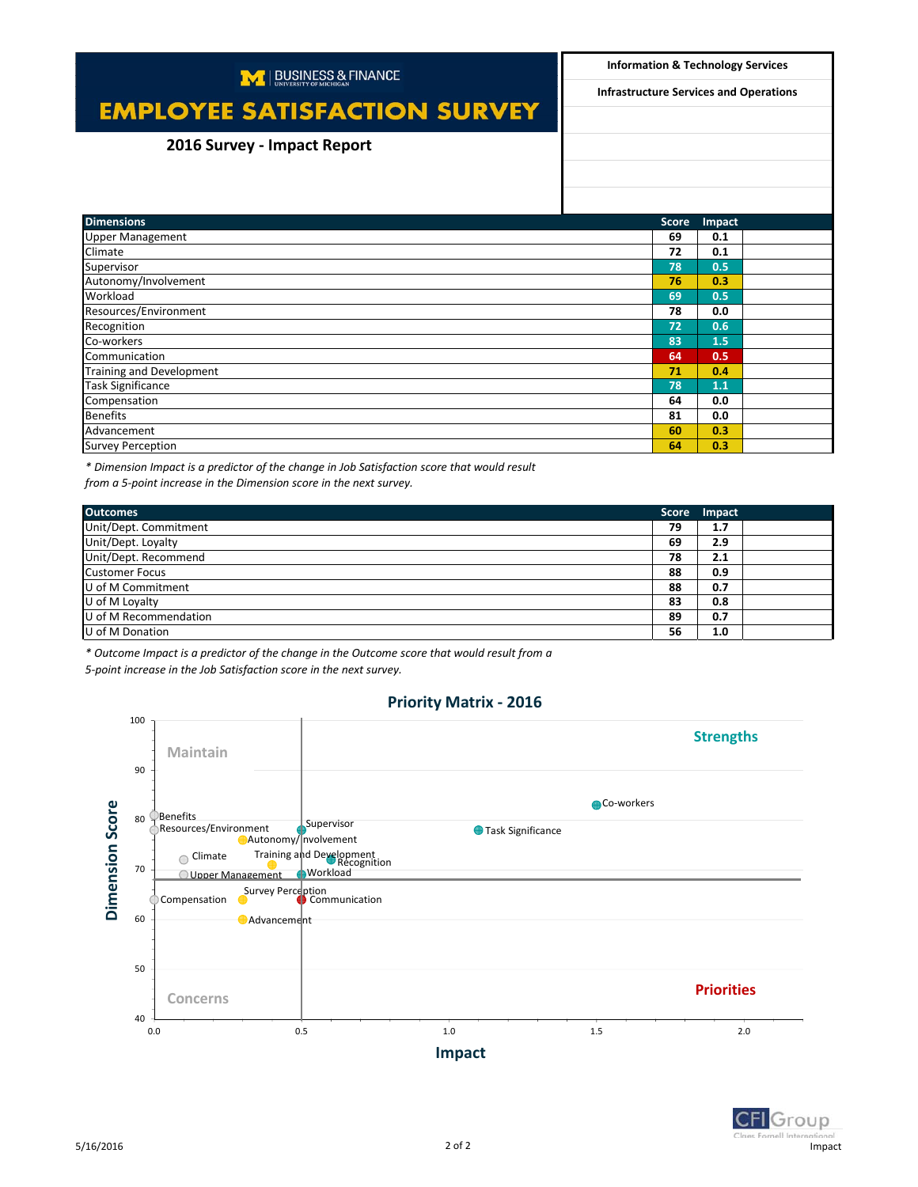BUSINESS & FINANCE
UNIVERSITY OF MICHIGAN

# EMPLOYEE SATISFACTION SURVEY

## 2016 Survey - Impact Report

**Information & Technology Services**

**Infrastructure Services and Operations**

| Dimensions | Score | Impact |
|---|---|---|
| Upper Management | 69 | 0.1 |
| Climate | 72 | 0.1 |
| Supervisor | 78 | 0.5 |
| Autonomy/Involvement | 76 | 0.3 |
| Workload | 69 | 0.5 |
| Resources/Environment | 78 | 0.0 |
| Recognition | 72 | 0.6 |
| Co-workers | 83 | 1.5 |
| Communication | 64 | 0.5 |
| Training and Development | 71 | 0.4 |
| Task Significance | 78 | 1.1 |
| Compensation | 64 | 0.0 |
| Benefits | 81 | 0.0 |
| Advancement | 60 | 0.3 |
| Survey Perception | 64 | 0.3 |

*\* Dimension Impact is a predictor of the change in Job Satisfaction score that would result from a 5-point increase in the Dimension score in the next survey.*

| Outcomes | Score | Impact |
|---|---|---|
| Unit/Dept. Commitment | 79 | 1.7 |
| Unit/Dept. Loyalty | 69 | 2.9 |
| Unit/Dept. Recommend | 78 | 2.1 |
| Customer Focus | 88 | 0.9 |
| U of M Commitment | 88 | 0.7 |
| U of M Loyalty | 83 | 0.8 |
| U of M Recommendation | 89 | 0.7 |
| U of M Donation | 56 | 1.0 |

*\* Outcome Impact is a predictor of the change in the Outcome score that would result from a 5-point increase in the Job Satisfaction score in the next survey.*

### Priority Matrix - 2016

Maintain
Strengths
Concerns
Priorities

Benefits
Resources/Environment
Supervisor
Autonomy/Involvement
Climate
Training and Development
Recognition
Upper Management
Workload
Co-workers
Task Significance
Compensation
Survey Perception
Communication
Advancement

Dimension Score: 40, 50, 60, 70, 80, 90, 100

Impact: 0.0, 0.5, 1.0, 1.5, 2.0

5/16/2016

CFI Group
Claes Fornell International
Impact